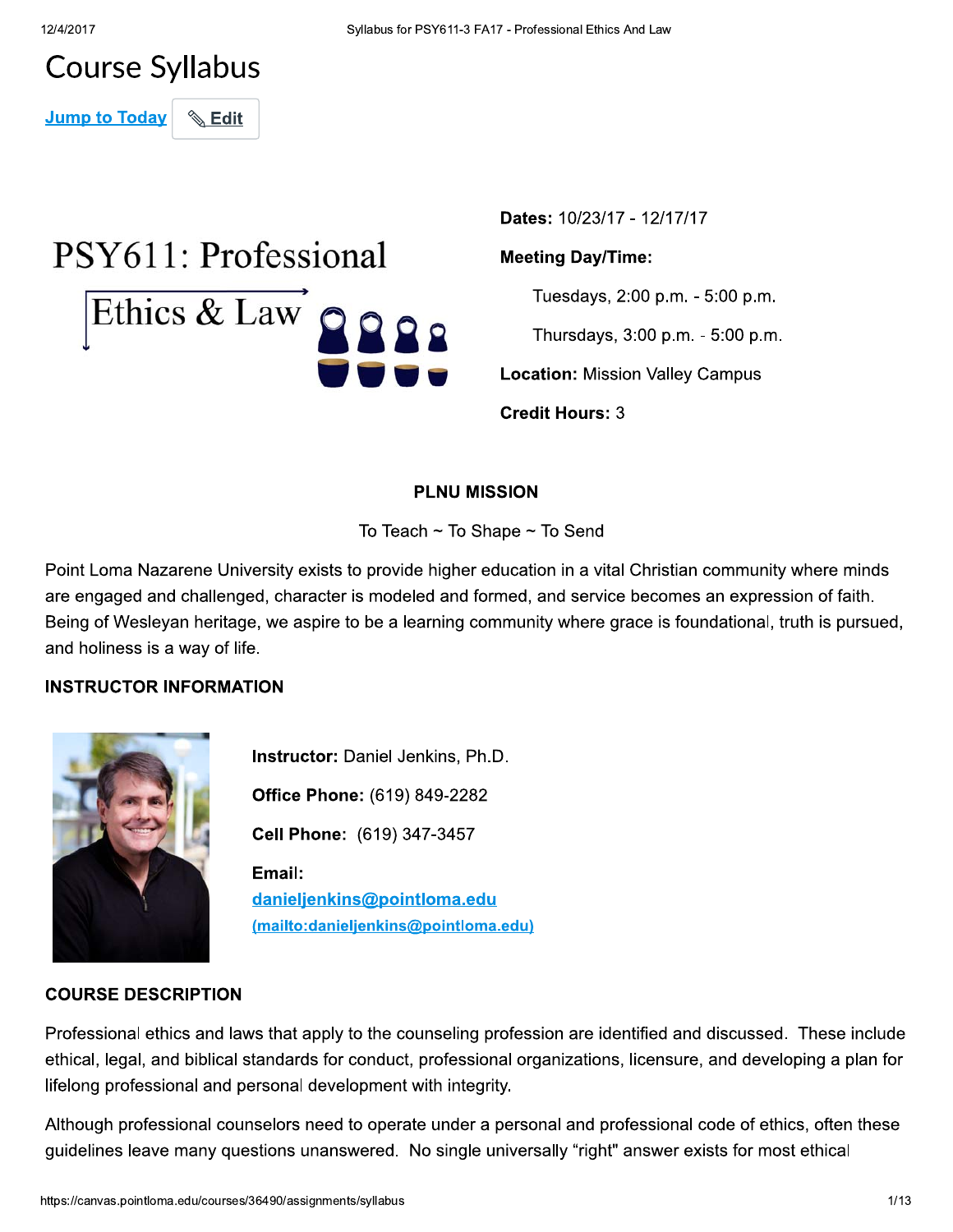# Course Syllabus

Jump to Today | Edit

PSY611: Professional Ethics & Law

**Dates:** 10/23/17 - 12/17/17

**Meeting Day/Time:**

Tuesdays, 2:00 p.m. - 5:00 p.m.

Thursdays, 3:00 p.m. - 5:00 p.m.

**Location:** Mission Valley Campus

**Credit Hours:** 3

## PLNU MISSION

To Teach ~ To Shape ~ To Send

Point Loma Nazarene University exists to provide higher education in a vital Christian community where minds are engaged and challenged, character is modeled and formed, and service becomes an expression of faith. Being of Wesleyan heritage, we aspire to be a learning community where grace is foundational, truth is pursued, and holiness is a way of life.

## INSTRUCTOR INFORMATION

**Instructor:** Daniel Jenkins, Ph.D.

**Office Phone:** (619) 849-2282

**Cell Phone:** (619) 347-3457

**Email:** danieljenkins@pointloma.edu (mailto:danieljenkins@pointloma.edu)

## COURSE DESCRIPTION

Professional ethics and laws that apply to the counseling profession are identified and discussed. These include ethical, legal, and biblical standards for conduct, professional organizations, licensure, and developing a plan for lifelong professional and personal development with integrity.

Although professional counselors need to operate under a personal and professional code of ethics, often these guidelines leave many questions unanswered. No single universally "right" answer exists for most ethical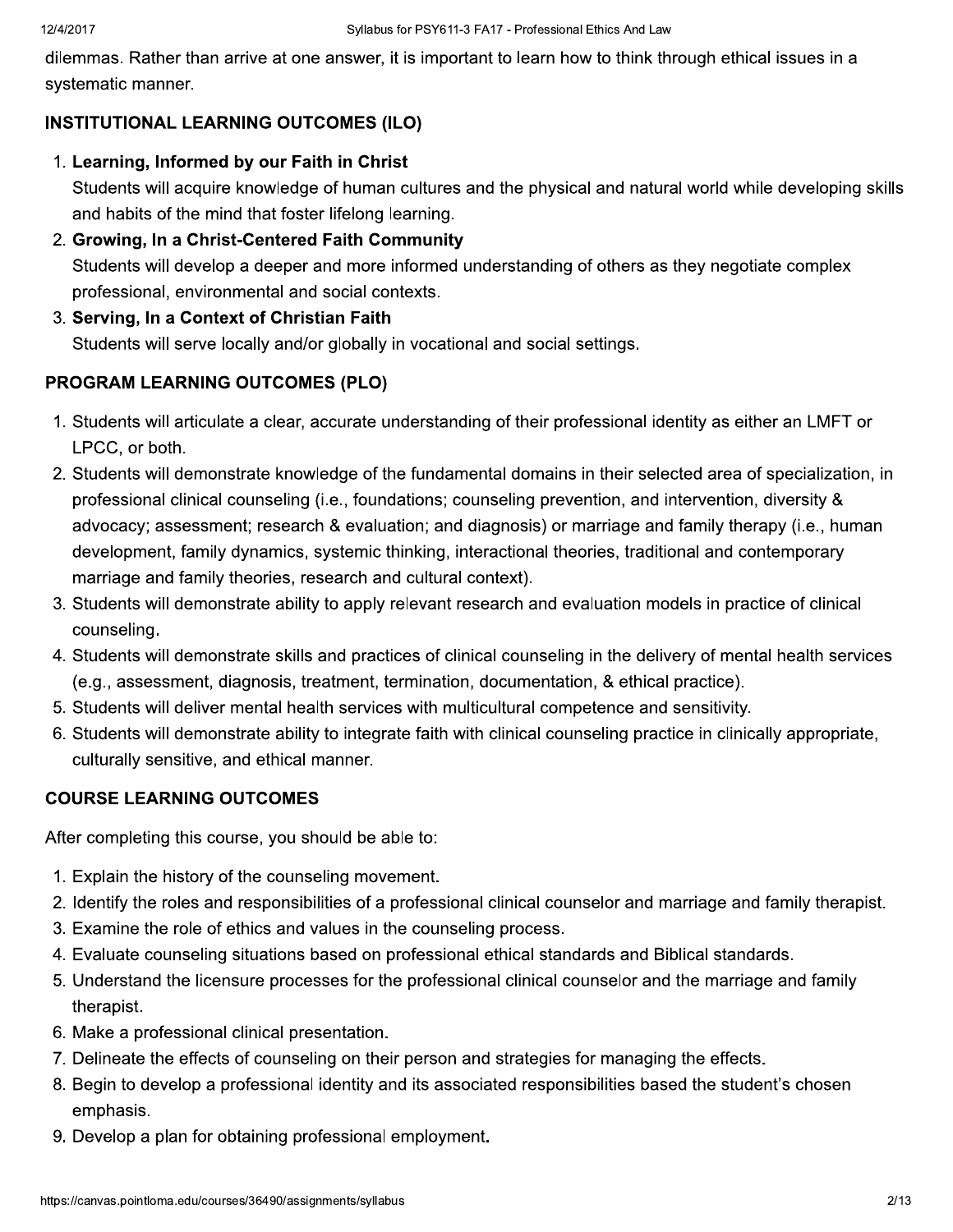dilemmas. Rather than arrive at one answer, it is important to learn how to think through ethical issues in a systematic manner.

## INSTITUTIONAL LEARNING OUTCOMES (ILO)

1. **Learning, Informed by our Faith in Christ**
   Students will acquire knowledge of human cultures and the physical and natural world while developing skills and habits of the mind that foster lifelong learning.
2. **Growing, In a Christ-Centered Faith Community**
   Students will develop a deeper and more informed understanding of others as they negotiate complex professional, environmental and social contexts.
3. **Serving, In a Context of Christian Faith**
   Students will serve locally and/or globally in vocational and social settings.

## PROGRAM LEARNING OUTCOMES (PLO)

1. Students will articulate a clear, accurate understanding of their professional identity as either an LMFT or LPCC, or both.
2. Students will demonstrate knowledge of the fundamental domains in their selected area of specialization, in professional clinical counseling (i.e., foundations; counseling prevention, and intervention, diversity & advocacy; assessment; research & evaluation; and diagnosis) or marriage and family therapy (i.e., human development, family dynamics, systemic thinking, interactional theories, traditional and contemporary marriage and family theories, research and cultural context).
3. Students will demonstrate ability to apply relevant research and evaluation models in practice of clinical counseling.
4. Students will demonstrate skills and practices of clinical counseling in the delivery of mental health services (e.g., assessment, diagnosis, treatment, termination, documentation, & ethical practice).
5. Students will deliver mental health services with multicultural competence and sensitivity.
6. Students will demonstrate ability to integrate faith with clinical counseling practice in clinically appropriate, culturally sensitive, and ethical manner.

## COURSE LEARNING OUTCOMES

After completing this course, you should be able to:

1. Explain the history of the counseling movement.
2. Identify the roles and responsibilities of a professional clinical counselor and marriage and family therapist.
3. Examine the role of ethics and values in the counseling process.
4. Evaluate counseling situations based on professional ethical standards and Biblical standards.
5. Understand the licensure processes for the professional clinical counselor and the marriage and family therapist.
6. Make a professional clinical presentation.
7. Delineate the effects of counseling on their person and strategies for managing the effects.
8. Begin to develop a professional identity and its associated responsibilities based the student's chosen emphasis.
9. Develop a plan for obtaining professional employment.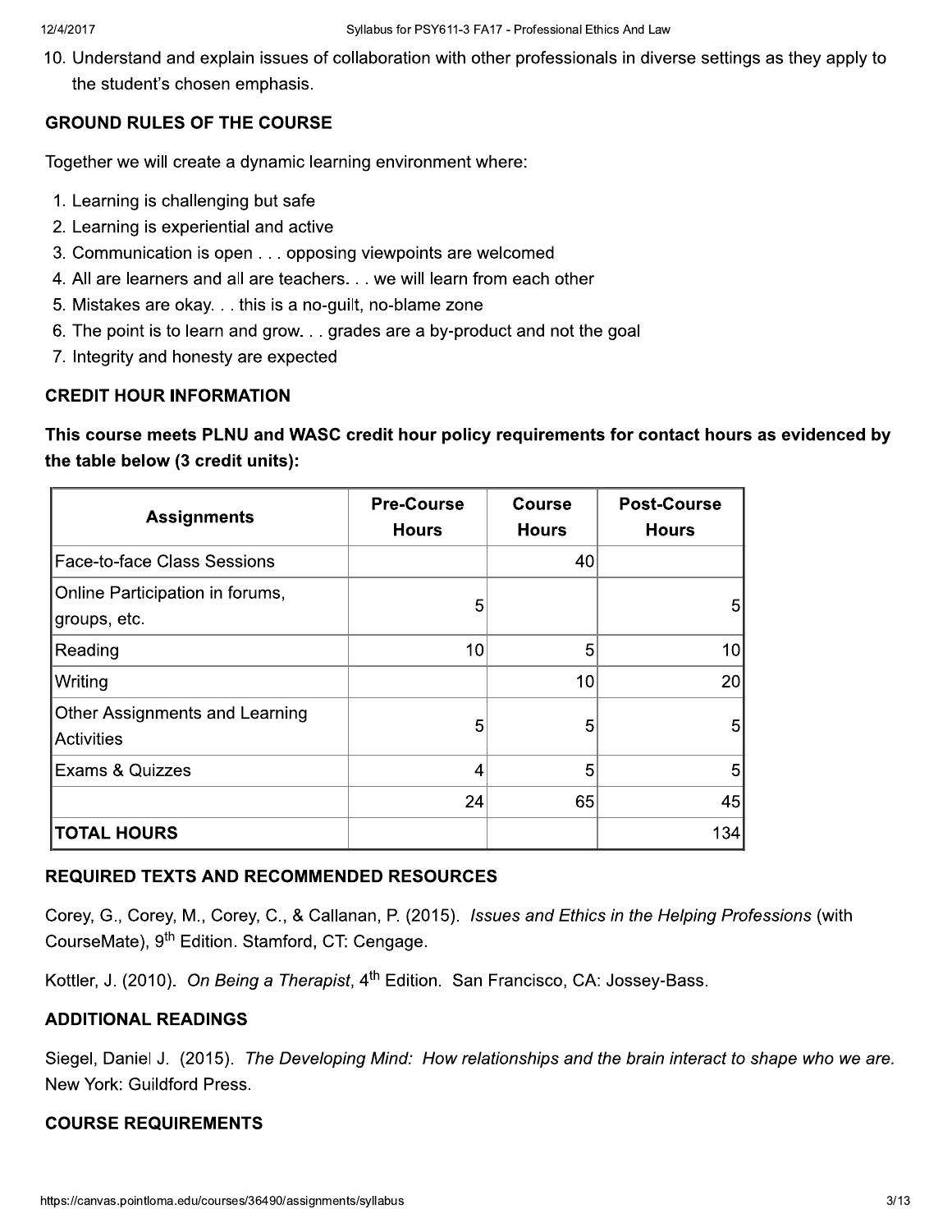10. Understand and explain issues of collaboration with other professionals in diverse settings as they apply to the student's chosen emphasis.

## GROUND RULES OF THE COURSE

Together we will create a dynamic learning environment where:

1. Learning is challenging but safe
2. Learning is experiential and active
3. Communication is open . . . opposing viewpoints are welcomed
4. All are learners and all are teachers. . . we will learn from each other
5. Mistakes are okay. . . this is a no-guilt, no-blame zone
6. The point is to learn and grow. . . grades are a by-product and not the goal
7. Integrity and honesty are expected

## CREDIT HOUR INFORMATION

**This course meets PLNU and WASC credit hour policy requirements for contact hours as evidenced by the table below (3 credit units):**

| Assignments | Pre-Course Hours | Course Hours | Post-Course Hours |
|---|---|---|---|
| Face-to-face Class Sessions | | 40 | |
| Online Participation in forums, groups, etc. | 5 | | 5 |
| Reading | 10 | 5 | 10 |
| Writing | | 10 | 20 |
| Other Assignments and Learning Activities | 5 | 5 | 5 |
| Exams & Quizzes | 4 | 5 | 5 |
| | 24 | 65 | 45 |
| **TOTAL HOURS** | | | 134 |

## REQUIRED TEXTS AND RECOMMENDED RESOURCES

Corey, G., Corey, M., Corey, C., & Callanan, P. (2015). *Issues and Ethics in the Helping Professions* (with CourseMate), 9th Edition. Stamford, CT: Cengage.

Kottler, J. (2010). *On Being a Therapist*, 4th Edition. San Francisco, CA: Jossey-Bass.

## ADDITIONAL READINGS

Siegel, Daniel J. (2015). *The Developing Mind: How relationships and the brain interact to shape who we are.* New York: Guildford Press.

## COURSE REQUIREMENTS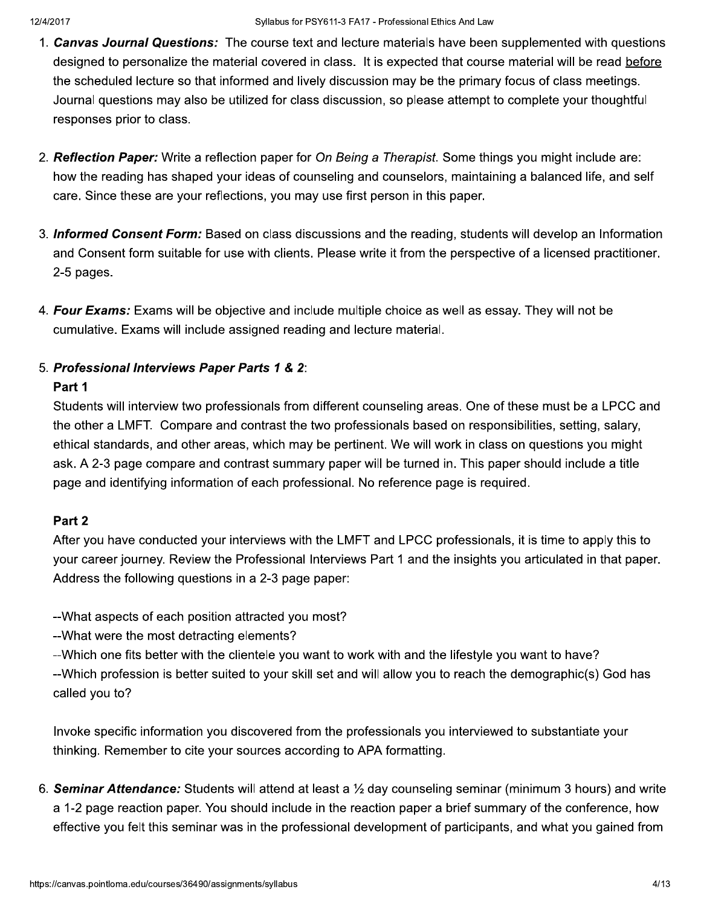1. ***Canvas Journal Questions:*** The course text and lecture materials have been supplemented with questions designed to personalize the material covered in class. It is expected that course material will be read before the scheduled lecture so that informed and lively discussion may be the primary focus of class meetings. Journal questions may also be utilized for class discussion, so please attempt to complete your thoughtful responses prior to class.

2. ***Reflection Paper:*** Write a reflection paper for *On Being a Therapist*. Some things you might include are: how the reading has shaped your ideas of counseling and counselors, maintaining a balanced life, and self care. Since these are your reflections, you may use first person in this paper.

3. ***Informed Consent Form:*** Based on class discussions and the reading, students will develop an Information and Consent form suitable for use with clients. Please write it from the perspective of a licensed practitioner. 2-5 pages.

4. ***Four Exams:*** Exams will be objective and include multiple choice as well as essay. They will not be cumulative. Exams will include assigned reading and lecture material.

5. ***Professional Interviews Paper Parts 1 & 2***:

   **Part 1**

   Students will interview two professionals from different counseling areas. One of these must be a LPCC and the other a LMFT. Compare and contrast the two professionals based on responsibilities, setting, salary, ethical standards, and other areas, which may be pertinent. We will work in class on questions you might ask. A 2-3 page compare and contrast summary paper will be turned in. This paper should include a title page and identifying information of each professional. No reference page is required.

   **Part 2**

   After you have conducted your interviews with the LMFT and LPCC professionals, it is time to apply this to your career journey. Review the Professional Interviews Part 1 and the insights you articulated in that paper. Address the following questions in a 2-3 page paper:

   --What aspects of each position attracted you most?
   --What were the most detracting elements?
   --Which one fits better with the clientele you want to work with and the lifestyle you want to have?
   --Which profession is better suited to your skill set and will allow you to reach the demographic(s) God has called you to?

   Invoke specific information you discovered from the professionals you interviewed to substantiate your thinking. Remember to cite your sources according to APA formatting.

6. ***Seminar Attendance:*** Students will attend at least a ½ day counseling seminar (minimum 3 hours) and write a 1-2 page reaction paper. You should include in the reaction paper a brief summary of the conference, how effective you felt this seminar was in the professional development of participants, and what you gained from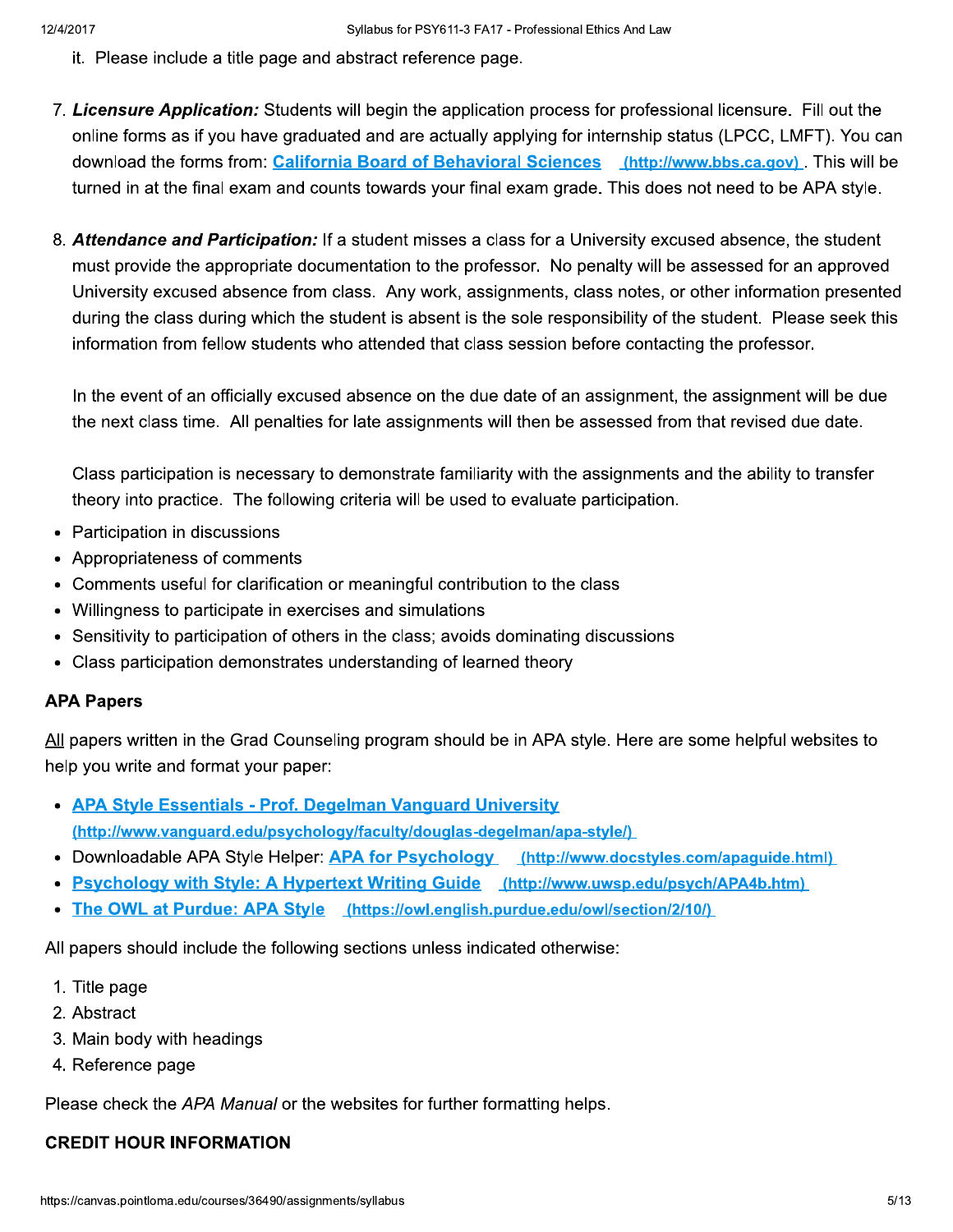it. Please include a title page and abstract reference page.

7. ***Licensure Application:*** Students will begin the application process for professional licensure. Fill out the online forms as if you have graduated and are actually applying for internship status (LPCC, LMFT). You can download the forms from: [California Board of Behavioral Sciences](http://www.bbs.ca.gov) (http://www.bbs.ca.gov). This will be turned in at the final exam and counts towards your final exam grade. This does not need to be APA style.

8. ***Attendance and Participation:*** If a student misses a class for a University excused absence, the student must provide the appropriate documentation to the professor. No penalty will be assessed for an approved University excused absence from class. Any work, assignments, class notes, or other information presented during the class during which the student is absent is the sole responsibility of the student. Please seek this information from fellow students who attended that class session before contacting the professor.

   In the event of an officially excused absence on the due date of an assignment, the assignment will be due the next class time. All penalties for late assignments will then be assessed from that revised due date.

   Class participation is necessary to demonstrate familiarity with the assignments and the ability to transfer theory into practice. The following criteria will be used to evaluate participation.

- Participation in discussions
- Appropriateness of comments
- Comments useful for clarification or meaningful contribution to the class
- Willingness to participate in exercises and simulations
- Sensitivity to participation of others in the class; avoids dominating discussions
- Class participation demonstrates understanding of learned theory

### APA Papers

All papers written in the Grad Counseling program should be in APA style. Here are some helpful websites to help you write and format your paper:

- [APA Style Essentials - Prof. Degelman Vanguard University](http://www.vanguard.edu/psychology/faculty/douglas-degelman/apa-style/) (http://www.vanguard.edu/psychology/faculty/douglas-degelman/apa-style/)
- Downloadable APA Style Helper: [APA for Psychology](http://www.docstyles.com/apaguide.html) (http://www.docstyles.com/apaguide.html)
- [Psychology with Style: A Hypertext Writing Guide](http://www.uwsp.edu/psych/APA4b.htm) (http://www.uwsp.edu/psych/APA4b.htm)
- [The OWL at Purdue: APA Style](https://owl.english.purdue.edu/owl/section/2/10/) (https://owl.english.purdue.edu/owl/section/2/10/)

All papers should include the following sections unless indicated otherwise:

1. Title page
2. Abstract
3. Main body with headings
4. Reference page

Please check the *APA Manual* or the websites for further formatting helps.

### CREDIT HOUR INFORMATION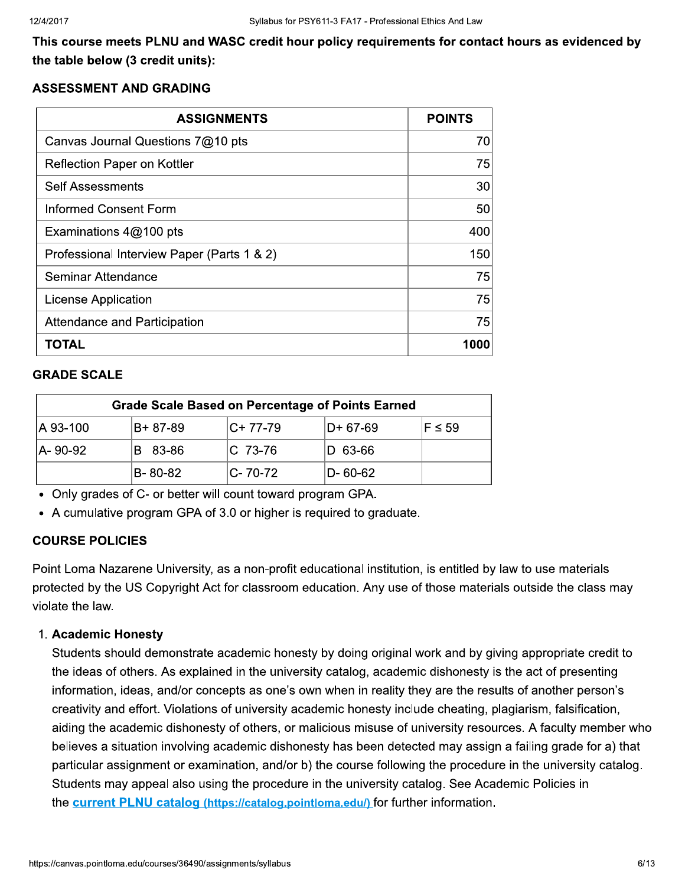**This course meets PLNU and WASC credit hour policy requirements for contact hours as evidenced by the table below (3 credit units):**

### ASSESSMENT AND GRADING

| ASSIGNMENTS | POINTS |
|---|---:|
| Canvas Journal Questions 7@10 pts | 70 |
| Reflection Paper on Kottler | 75 |
| Self Assessments | 30 |
| Informed Consent Form | 50 |
| Examinations 4@100 pts | 400 |
| Professional Interview Paper (Parts 1 & 2) | 150 |
| Seminar Attendance | 75 |
| License Application | 75 |
| Attendance and Participation | 75 |
| **TOTAL** | **1000** |

### GRADE SCALE

| Grade Scale Based on Percentage of Points Earned | | | | |
|---|---|---|---|---|
| A 93-100 | B+ 87-89 | C+ 77-79 | D+ 67-69 | F ≤ 59 |
| A- 90-92 | B 83-86 | C 73-76 | D 63-66 | |
| | B- 80-82 | C- 70-72 | D- 60-62 | |

- Only grades of C- or better will count toward program GPA.
- A cumulative program GPA of 3.0 or higher is required to graduate.

### COURSE POLICIES

Point Loma Nazarene University, as a non-profit educational institution, is entitled by law to use materials protected by the US Copyright Act for classroom education. Any use of those materials outside the class may violate the law.

1. **Academic Honesty**
   Students should demonstrate academic honesty by doing original work and by giving appropriate credit to the ideas of others. As explained in the university catalog, academic dishonesty is the act of presenting information, ideas, and/or concepts as one's own when in reality they are the results of another person's creativity and effort. Violations of university academic honesty include cheating, plagiarism, falsification, aiding the academic dishonesty of others, or malicious misuse of university resources. A faculty member who believes a situation involving academic dishonesty has been detected may assign a failing grade for a) that particular assignment or examination, and/or b) the course following the procedure in the university catalog. Students may appeal also using the procedure in the university catalog. See Academic Policies in the [current PLNU catalog (https://catalog.pointloma.edu/)](https://catalog.pointloma.edu/) for further information.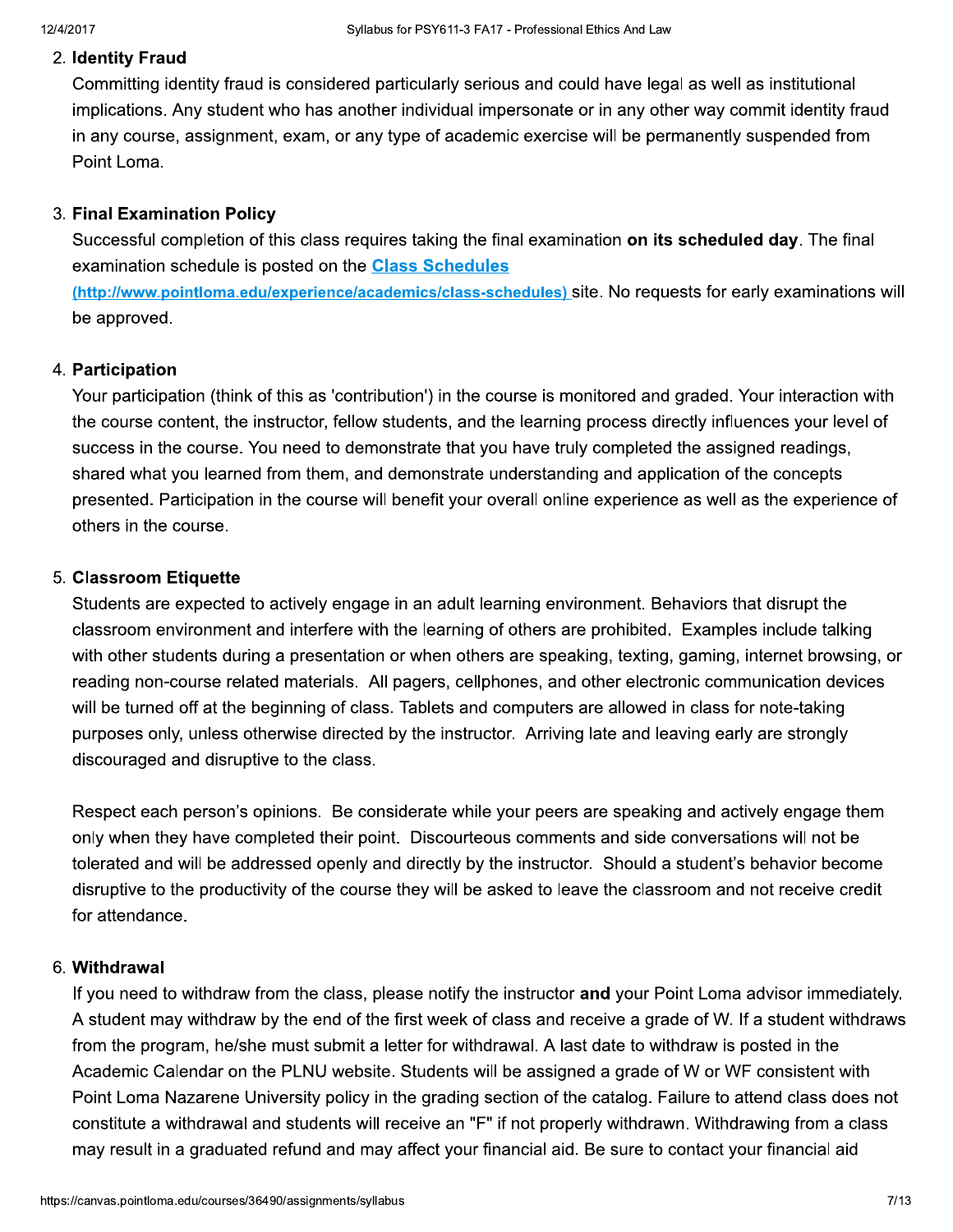2. **Identity Fraud**

   Committing identity fraud is considered particularly serious and could have legal as well as institutional implications. Any student who has another individual impersonate or in any other way commit identity fraud in any course, assignment, exam, or any type of academic exercise will be permanently suspended from Point Loma.

3. **Final Examination Policy**

   Successful completion of this class requires taking the final examination **on its scheduled day**. The final examination schedule is posted on the [**Class Schedules** (http://www.pointloma.edu/experience/academics/class-schedules)](http://www.pointloma.edu/experience/academics/class-schedules) site. No requests for early examinations will be approved.

4. **Participation**

   Your participation (think of this as 'contribution') in the course is monitored and graded. Your interaction with the course content, the instructor, fellow students, and the learning process directly influences your level of success in the course. You need to demonstrate that you have truly completed the assigned readings, shared what you learned from them, and demonstrate understanding and application of the concepts presented. Participation in the course will benefit your overall online experience as well as the experience of others in the course.

5. **Classroom Etiquette**

   Students are expected to actively engage in an adult learning environment. Behaviors that disrupt the classroom environment and interfere with the learning of others are prohibited. Examples include talking with other students during a presentation or when others are speaking, texting, gaming, internet browsing, or reading non-course related materials. All pagers, cellphones, and other electronic communication devices will be turned off at the beginning of class. Tablets and computers are allowed in class for note-taking purposes only, unless otherwise directed by the instructor. Arriving late and leaving early are strongly discouraged and disruptive to the class.

   Respect each person's opinions. Be considerate while your peers are speaking and actively engage them only when they have completed their point. Discourteous comments and side conversations will not be tolerated and will be addressed openly and directly by the instructor. Should a student's behavior become disruptive to the productivity of the course they will be asked to leave the classroom and not receive credit for attendance.

6. **Withdrawal**

   If you need to withdraw from the class, please notify the instructor **and** your Point Loma advisor immediately. A student may withdraw by the end of the first week of class and receive a grade of W. If a student withdraws from the program, he/she must submit a letter for withdrawal. A last date to withdraw is posted in the Academic Calendar on the PLNU website. Students will be assigned a grade of W or WF consistent with Point Loma Nazarene University policy in the grading section of the catalog. Failure to attend class does not constitute a withdrawal and students will receive an "F" if not properly withdrawn. Withdrawing from a class may result in a graduated refund and may affect your financial aid. Be sure to contact your financial aid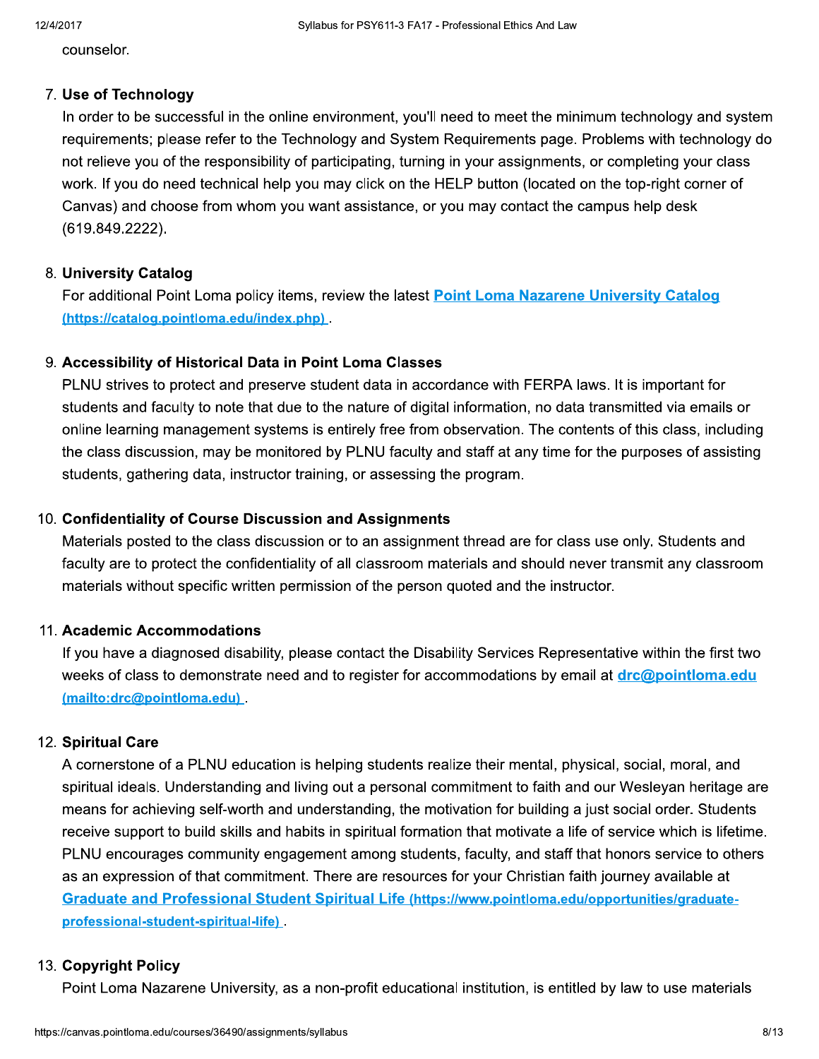counselor.

7. **Use of Technology**

   In order to be successful in the online environment, you'll need to meet the minimum technology and system requirements; please refer to the Technology and System Requirements page. Problems with technology do not relieve you of the responsibility of participating, turning in your assignments, or completing your class work. If you do need technical help you may click on the HELP button (located on the top-right corner of Canvas) and choose from whom you want assistance, or you may contact the campus help desk (619.849.2222).

8. **University Catalog**

   For additional Point Loma policy items, review the latest [Point Loma Nazarene University Catalog (https://catalog.pointloma.edu/index.php)](https://catalog.pointloma.edu/index.php) .

9. **Accessibility of Historical Data in Point Loma Classes**

   PLNU strives to protect and preserve student data in accordance with FERPA laws. It is important for students and faculty to note that due to the nature of digital information, no data transmitted via emails or online learning management systems is entirely free from observation. The contents of this class, including the class discussion, may be monitored by PLNU faculty and staff at any time for the purposes of assisting students, gathering data, instructor training, or assessing the program.

10. **Confidentiality of Course Discussion and Assignments**

    Materials posted to the class discussion or to an assignment thread are for class use only. Students and faculty are to protect the confidentiality of all classroom materials and should never transmit any classroom materials without specific written permission of the person quoted and the instructor.

11. **Academic Accommodations**

    If you have a diagnosed disability, please contact the Disability Services Representative within the first two weeks of class to demonstrate need and to register for accommodations by email at [drc@pointloma.edu (mailto:drc@pointloma.edu)](mailto:drc@pointloma.edu) .

12. **Spiritual Care**

    A cornerstone of a PLNU education is helping students realize their mental, physical, social, moral, and spiritual ideals. Understanding and living out a personal commitment to faith and our Wesleyan heritage are means for achieving self-worth and understanding, the motivation for building a just social order. Students receive support to build skills and habits in spiritual formation that motivate a life of service which is lifetime. PLNU encourages community engagement among students, faculty, and staff that honors service to others as an expression of that commitment. There are resources for your Christian faith journey available at [Graduate and Professional Student Spiritual Life (https://www.pointloma.edu/opportunities/graduate-professional-student-spiritual-life)](https://www.pointloma.edu/opportunities/graduate-professional-student-spiritual-life) .

13. **Copyright Policy**

    Point Loma Nazarene University, as a non-profit educational institution, is entitled by law to use materials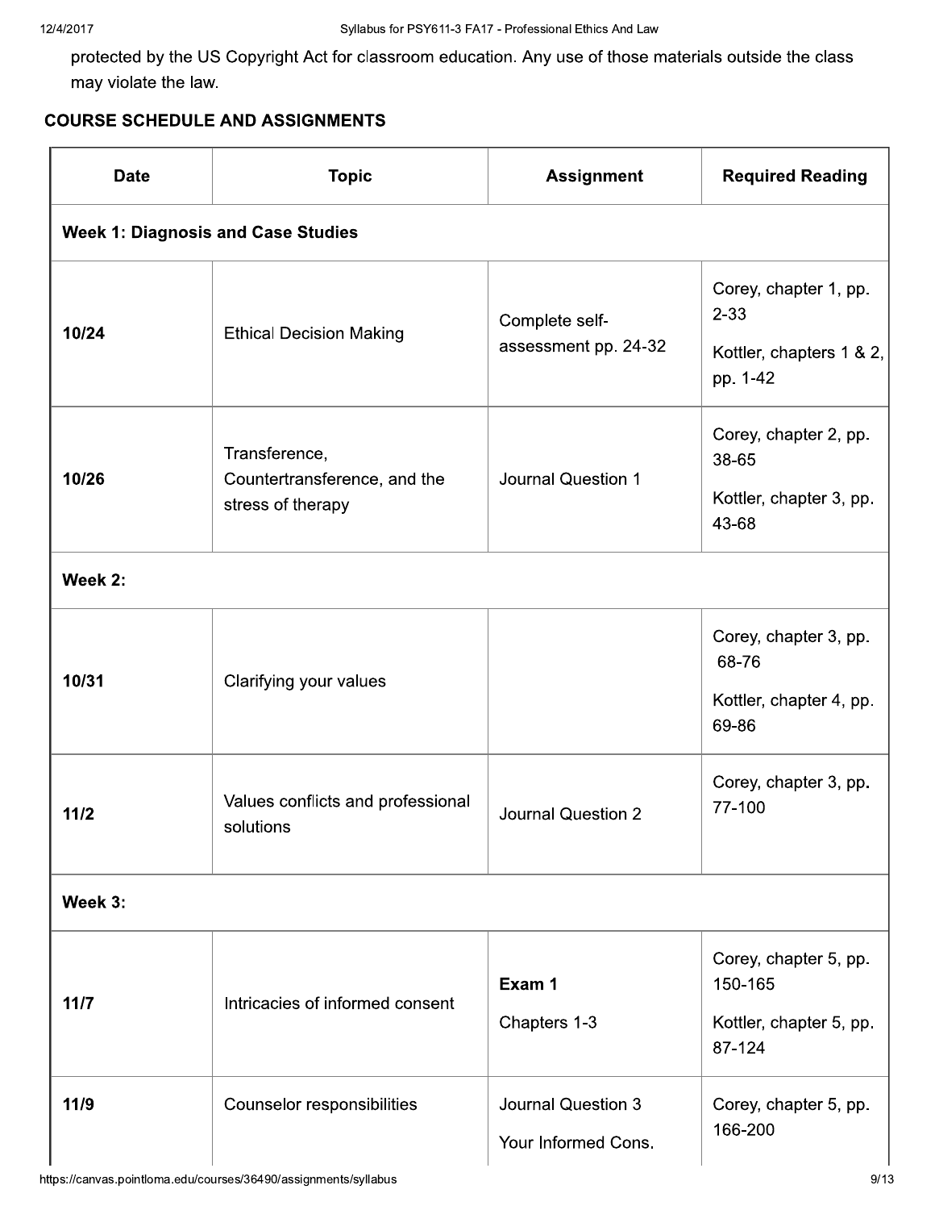protected by the US Copyright Act for classroom education. Any use of those materials outside the class may violate the law.

## COURSE SCHEDULE AND ASSIGNMENTS

| Date | Topic | Assignment | Required Reading |
|---|---|---|---|
| **Week 1: Diagnosis and Case Studies** | | | |
| **10/24** | Ethical Decision Making | Complete self-assessment pp. 24-32 | Corey, chapter 1, pp. 2-33<br>Kottler, chapters 1 & 2, pp. 1-42 |
| **10/26** | Transference, Countertransference, and the stress of therapy | Journal Question 1 | Corey, chapter 2, pp. 38-65<br>Kottler, chapter 3, pp. 43-68 |
| **Week 2:** | | | |
| **10/31** | Clarifying your values | | Corey, chapter 3, pp. 68-76<br>Kottler, chapter 4, pp. 69-86 |
| **11/2** | Values conflicts and professional solutions | Journal Question 2 | Corey, chapter 3, pp. 77-100 |
| **Week 3:** | | | |
| **11/7** | Intricacies of informed consent | **Exam 1**<br>Chapters 1-3 | Corey, chapter 5, pp. 150-165<br>Kottler, chapter 5, pp. 87-124 |
| **11/9** | Counselor responsibilities | Journal Question 3<br>Your Informed Cons. | Corey, chapter 5, pp. 166-200 |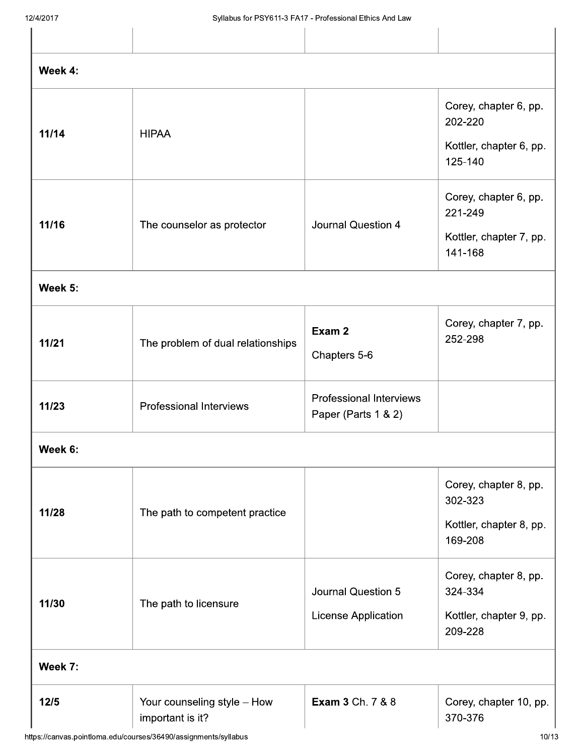| | | | |
|---|---|---|---|
| | | | |
| **Week 4:** | | | |
| **11/14** | HIPAA | | Corey, chapter 6, pp. 202-220<br>Kottler, chapter 6, pp. 125-140 |
| **11/16** | The counselor as protector | Journal Question 4 | Corey, chapter 6, pp. 221-249<br>Kottler, chapter 7, pp. 141-168 |
| **Week 5:** | | | |
| **11/21** | The problem of dual relationships | **Exam 2**<br>Chapters 5-6 | Corey, chapter 7, pp. 252-298 |
| **11/23** | Professional Interviews | Professional Interviews Paper (Parts 1 & 2) | |
| **Week 6:** | | | |
| **11/28** | The path to competent practice | | Corey, chapter 8, pp. 302-323<br>Kottler, chapter 8, pp. 169-208 |
| **11/30** | The path to licensure | Journal Question 5<br>License Application | Corey, chapter 8, pp. 324-334<br>Kottler, chapter 9, pp. 209-228 |
| **Week 7:** | | | |
| **12/5** | Your counseling style – How important is it? | **Exam 3** Ch. 7 & 8 | Corey, chapter 10, pp. 370-376 |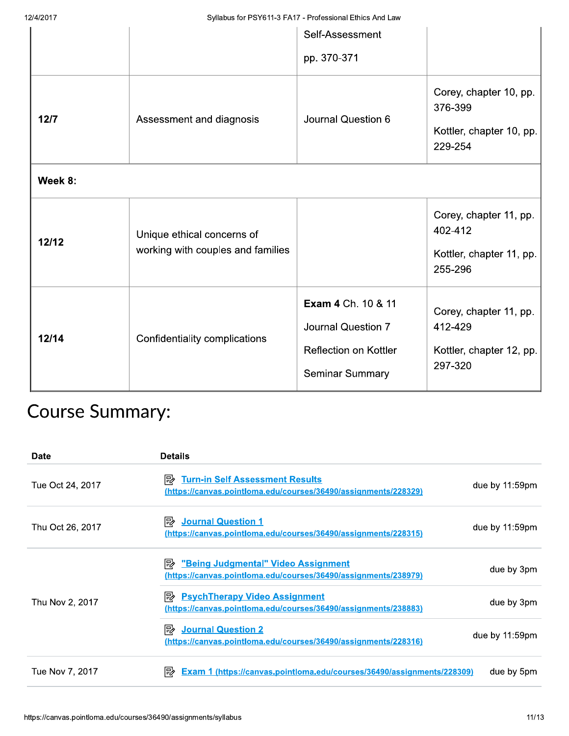| | | Self-Assessment<br>pp. 370-371 | |
|---|---|---|---|
| **12/7** | Assessment and diagnosis | Journal Question 6 | Corey, chapter 10, pp. 376-399<br>Kottler, chapter 10, pp. 229-254 |
| **Week 8:** | | | |
| **12/12** | Unique ethical concerns of working with couples and families | | Corey, chapter 11, pp. 402-412<br>Kottler, chapter 11, pp. 255-296 |
| **12/14** | Confidentiality complications | **Exam 4** Ch. 10 & 11<br>Journal Question 7<br>Reflection on Kottler<br>Seminar Summary | Corey, chapter 11, pp. 412-429<br>Kottler, chapter 12, pp. 297-320 |

# Course Summary:

| Date | Details | |
|---|---|---|
| Tue Oct 24, 2017 | Turn-in Self Assessment Results (https://canvas.pointloma.edu/courses/36490/assignments/228329) | due by 11:59pm |
| Thu Oct 26, 2017 | Journal Question 1 (https://canvas.pointloma.edu/courses/36490/assignments/228315) | due by 11:59pm |
| Thu Nov 2, 2017 | "Being Judgmental" Video Assignment (https://canvas.pointloma.edu/courses/36490/assignments/238979) | due by 3pm |
| | PsychTherapy Video Assignment (https://canvas.pointloma.edu/courses/36490/assignments/238883) | due by 3pm |
| | Journal Question 2 (https://canvas.pointloma.edu/courses/36490/assignments/228316) | due by 11:59pm |
| Tue Nov 7, 2017 | Exam 1 (https://canvas.pointloma.edu/courses/36490/assignments/228309) | due by 5pm |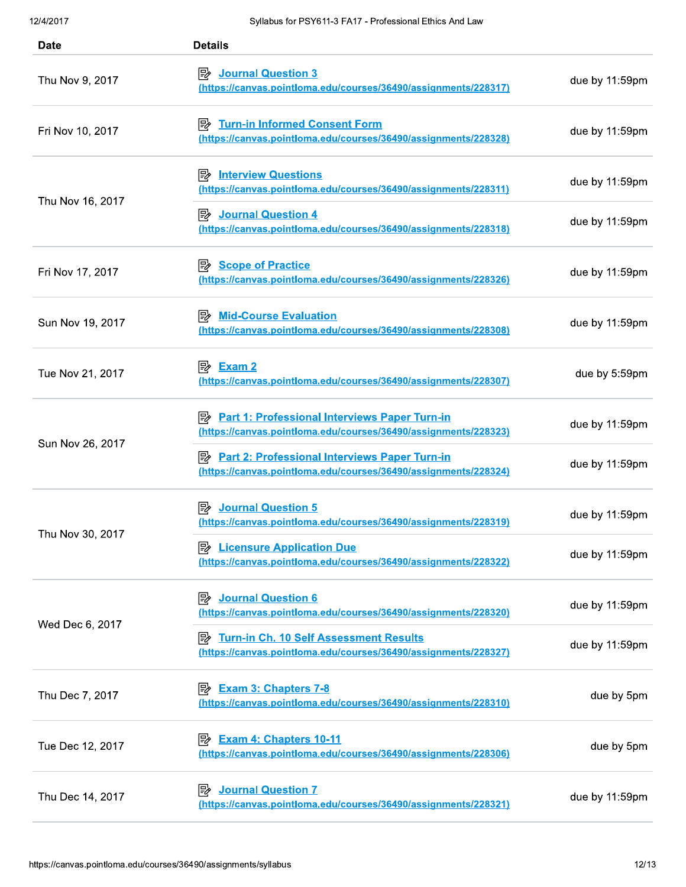| Date | Details | |
|---|---|---|
| Thu Nov 9, 2017 | Journal Question 3 (https://canvas.pointloma.edu/courses/36490/assignments/228317) | due by 11:59pm |
| Fri Nov 10, 2017 | Turn-in Informed Consent Form (https://canvas.pointloma.edu/courses/36490/assignments/228328) | due by 11:59pm |
| Thu Nov 16, 2017 | Interview Questions (https://canvas.pointloma.edu/courses/36490/assignments/228311) | due by 11:59pm |
| | Journal Question 4 (https://canvas.pointloma.edu/courses/36490/assignments/228318) | due by 11:59pm |
| Fri Nov 17, 2017 | Scope of Practice (https://canvas.pointloma.edu/courses/36490/assignments/228326) | due by 11:59pm |
| Sun Nov 19, 2017 | Mid-Course Evaluation (https://canvas.pointloma.edu/courses/36490/assignments/228308) | due by 11:59pm |
| Tue Nov 21, 2017 | Exam 2 (https://canvas.pointloma.edu/courses/36490/assignments/228307) | due by 5:59pm |
| Sun Nov 26, 2017 | Part 1: Professional Interviews Paper Turn-in (https://canvas.pointloma.edu/courses/36490/assignments/228323) | due by 11:59pm |
| | Part 2: Professional Interviews Paper Turn-in (https://canvas.pointloma.edu/courses/36490/assignments/228324) | due by 11:59pm |
| Thu Nov 30, 2017 | Journal Question 5 (https://canvas.pointloma.edu/courses/36490/assignments/228319) | due by 11:59pm |
| | Licensure Application Due (https://canvas.pointloma.edu/courses/36490/assignments/228322) | due by 11:59pm |
| Wed Dec 6, 2017 | Journal Question 6 (https://canvas.pointloma.edu/courses/36490/assignments/228320) | due by 11:59pm |
| | Turn-in Ch. 10 Self Assessment Results (https://canvas.pointloma.edu/courses/36490/assignments/228327) | due by 11:59pm |
| Thu Dec 7, 2017 | Exam 3: Chapters 7-8 (https://canvas.pointloma.edu/courses/36490/assignments/228310) | due by 5pm |
| Tue Dec 12, 2017 | Exam 4: Chapters 10-11 (https://canvas.pointloma.edu/courses/36490/assignments/228306) | due by 5pm |
| Thu Dec 14, 2017 | Journal Question 7 (https://canvas.pointloma.edu/courses/36490/assignments/228321) | due by 11:59pm |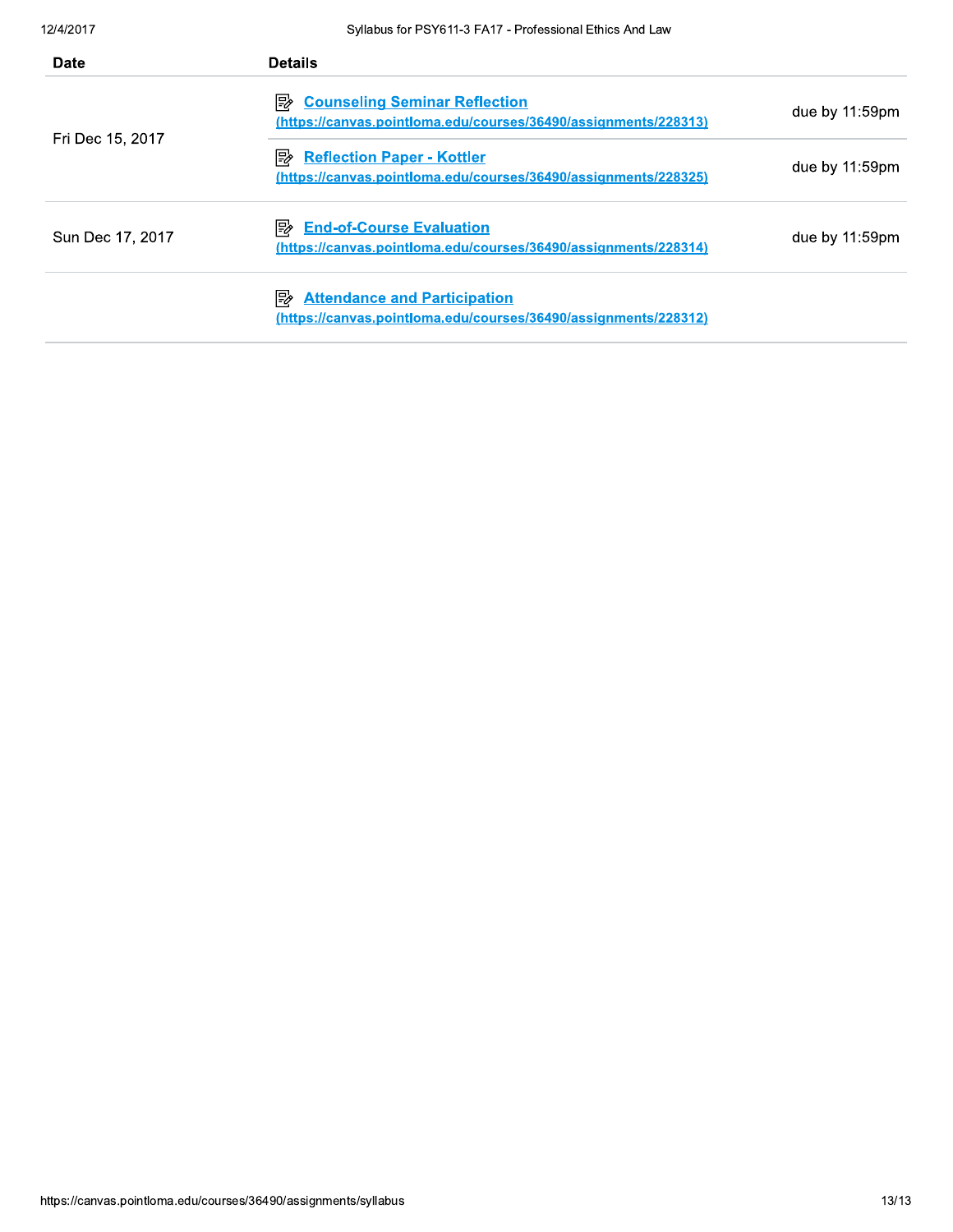| Date | Details | |
| --- | --- | --- |
| Fri Dec 15, 2017 | [Counseling Seminar Reflection](https://canvas.pointloma.edu/courses/36490/assignments/228313) (https://canvas.pointloma.edu/courses/36490/assignments/228313) | due by 11:59pm |
| | [Reflection Paper - Kottler](https://canvas.pointloma.edu/courses/36490/assignments/228325) (https://canvas.pointloma.edu/courses/36490/assignments/228325) | due by 11:59pm |
| Sun Dec 17, 2017 | [End-of-Course Evaluation](https://canvas.pointloma.edu/courses/36490/assignments/228314) (https://canvas.pointloma.edu/courses/36490/assignments/228314) | due by 11:59pm |
| | [Attendance and Participation](https://canvas.pointloma.edu/courses/36490/assignments/228312) (https://canvas.pointloma.edu/courses/36490/assignments/228312) | |